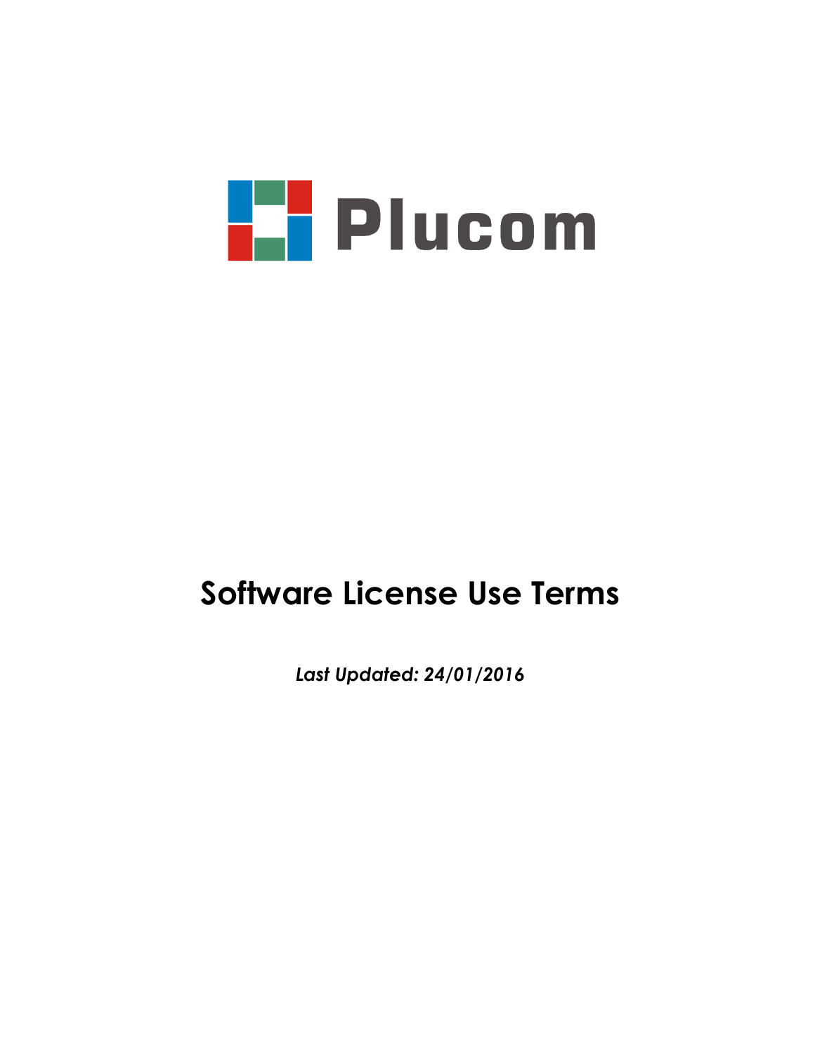Plucom

# Software License Use Terms

***Last Updated: 24/01/2016***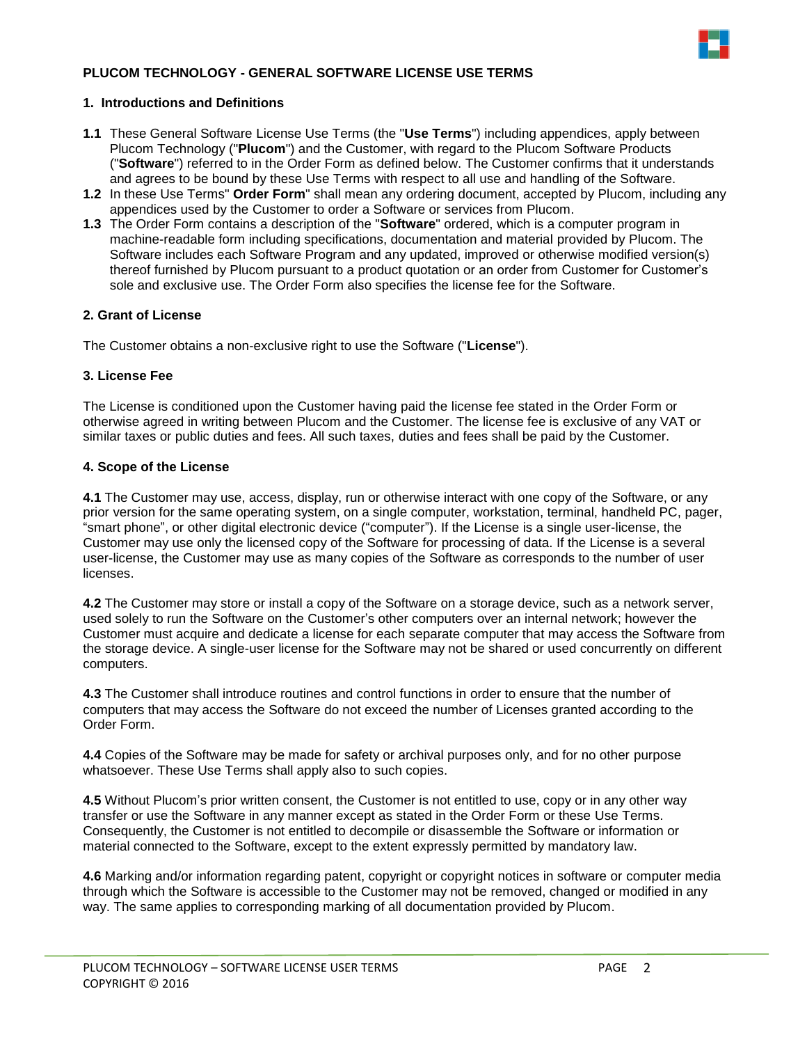## PLUCOM TECHNOLOGY - GENERAL SOFTWARE LICENSE USE TERMS

### 1. Introductions and Definitions

**1.1** These General Software License Use Terms (the "**Use Terms**") including appendices, apply between Plucom Technology ("**Plucom**") and the Customer, with regard to the Plucom Software Products ("**Software**") referred to in the Order Form as defined below. The Customer confirms that it understands and agrees to be bound by these Use Terms with respect to all use and handling of the Software.

**1.2** In these Use Terms" **Order Form**" shall mean any ordering document, accepted by Plucom, including any appendices used by the Customer to order a Software or services from Plucom.

**1.3** The Order Form contains a description of the "**Software**" ordered, which is a computer program in machine-readable form including specifications, documentation and material provided by Plucom. The Software includes each Software Program and any updated, improved or otherwise modified version(s) thereof furnished by Plucom pursuant to a product quotation or an order from Customer for Customer's sole and exclusive use. The Order Form also specifies the license fee for the Software.

### 2. Grant of License

The Customer obtains a non-exclusive right to use the Software ("**License**").

### 3. License Fee

The License is conditioned upon the Customer having paid the license fee stated in the Order Form or otherwise agreed in writing between Plucom and the Customer. The license fee is exclusive of any VAT or similar taxes or public duties and fees. All such taxes, duties and fees shall be paid by the Customer.

### 4. Scope of the License

**4.1** The Customer may use, access, display, run or otherwise interact with one copy of the Software, or any prior version for the same operating system, on a single computer, workstation, terminal, handheld PC, pager, "smart phone", or other digital electronic device ("computer"). If the License is a single user-license, the Customer may use only the licensed copy of the Software for processing of data. If the License is a several user-license, the Customer may use as many copies of the Software as corresponds to the number of user licenses.

**4.2** The Customer may store or install a copy of the Software on a storage device, such as a network server, used solely to run the Software on the Customer's other computers over an internal network; however the Customer must acquire and dedicate a license for each separate computer that may access the Software from the storage device. A single-user license for the Software may not be shared or used concurrently on different computers.

**4.3** The Customer shall introduce routines and control functions in order to ensure that the number of computers that may access the Software do not exceed the number of Licenses granted according to the Order Form.

**4.4** Copies of the Software may be made for safety or archival purposes only, and for no other purpose whatsoever. These Use Terms shall apply also to such copies.

**4.5** Without Plucom's prior written consent, the Customer is not entitled to use, copy or in any other way transfer or use the Software in any manner except as stated in the Order Form or these Use Terms. Consequently, the Customer is not entitled to decompile or disassemble the Software or information or material connected to the Software, except to the extent expressly permitted by mandatory law.

**4.6** Marking and/or information regarding patent, copyright or copyright notices in software or computer media through which the Software is accessible to the Customer may not be removed, changed or modified in any way. The same applies to corresponding marking of all documentation provided by Plucom.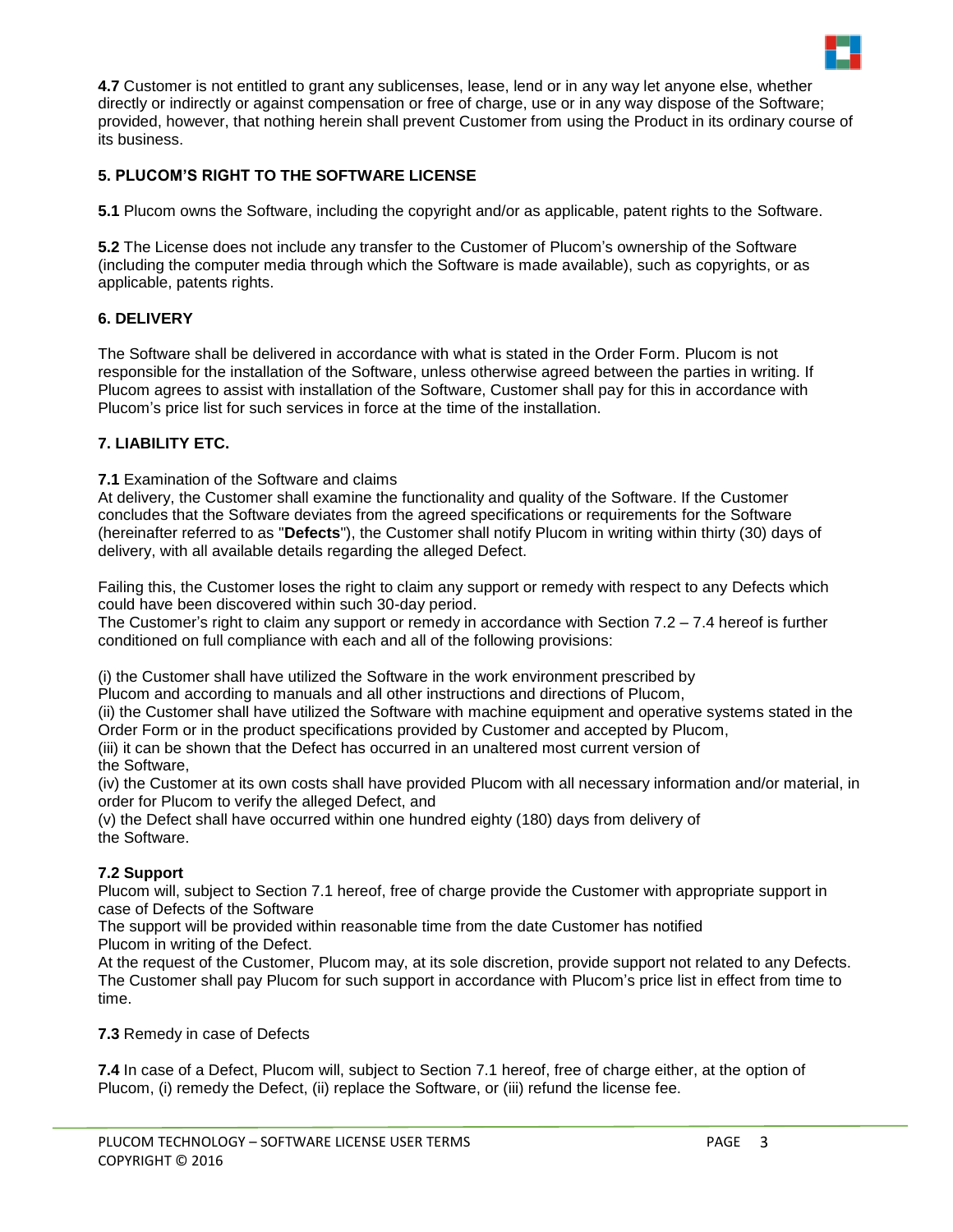**4.7** Customer is not entitled to grant any sublicenses, lease, lend or in any way let anyone else, whether directly or indirectly or against compensation or free of charge, use or in any way dispose of the Software; provided, however, that nothing herein shall prevent Customer from using the Product in its ordinary course of its business.

## 5. PLUCOM'S RIGHT TO THE SOFTWARE LICENSE

**5.1** Plucom owns the Software, including the copyright and/or as applicable, patent rights to the Software.

**5.2** The License does not include any transfer to the Customer of Plucom's ownership of the Software (including the computer media through which the Software is made available), such as copyrights, or as applicable, patents rights.

## 6. DELIVERY

The Software shall be delivered in accordance with what is stated in the Order Form. Plucom is not responsible for the installation of the Software, unless otherwise agreed between the parties in writing. If Plucom agrees to assist with installation of the Software, Customer shall pay for this in accordance with Plucom's price list for such services in force at the time of the installation.

## 7. LIABILITY ETC.

**7.1** Examination of the Software and claims

At delivery, the Customer shall examine the functionality and quality of the Software. If the Customer concludes that the Software deviates from the agreed specifications or requirements for the Software (hereinafter referred to as "**Defects**"), the Customer shall notify Plucom in writing within thirty (30) days of delivery, with all available details regarding the alleged Defect.

Failing this, the Customer loses the right to claim any support or remedy with respect to any Defects which could have been discovered within such 30-day period.

The Customer's right to claim any support or remedy in accordance with Section 7.2 – 7.4 hereof is further conditioned on full compliance with each and all of the following provisions:

(i) the Customer shall have utilized the Software in the work environment prescribed by Plucom and according to manuals and all other instructions and directions of Plucom,

(ii) the Customer shall have utilized the Software with machine equipment and operative systems stated in the Order Form or in the product specifications provided by Customer and accepted by Plucom,

(iii) it can be shown that the Defect has occurred in an unaltered most current version of the Software,

(iv) the Customer at its own costs shall have provided Plucom with all necessary information and/or material, in order for Plucom to verify the alleged Defect, and

(v) the Defect shall have occurred within one hundred eighty (180) days from delivery of the Software.

**7.2 Support**

Plucom will, subject to Section 7.1 hereof, free of charge provide the Customer with appropriate support in case of Defects of the Software

The support will be provided within reasonable time from the date Customer has notified Plucom in writing of the Defect.

At the request of the Customer, Plucom may, at its sole discretion, provide support not related to any Defects. The Customer shall pay Plucom for such support in accordance with Plucom's price list in effect from time to time.

**7.3** Remedy in case of Defects

**7.4** In case of a Defect, Plucom will, subject to Section 7.1 hereof, free of charge either, at the option of Plucom, (i) remedy the Defect, (ii) replace the Software, or (iii) refund the license fee.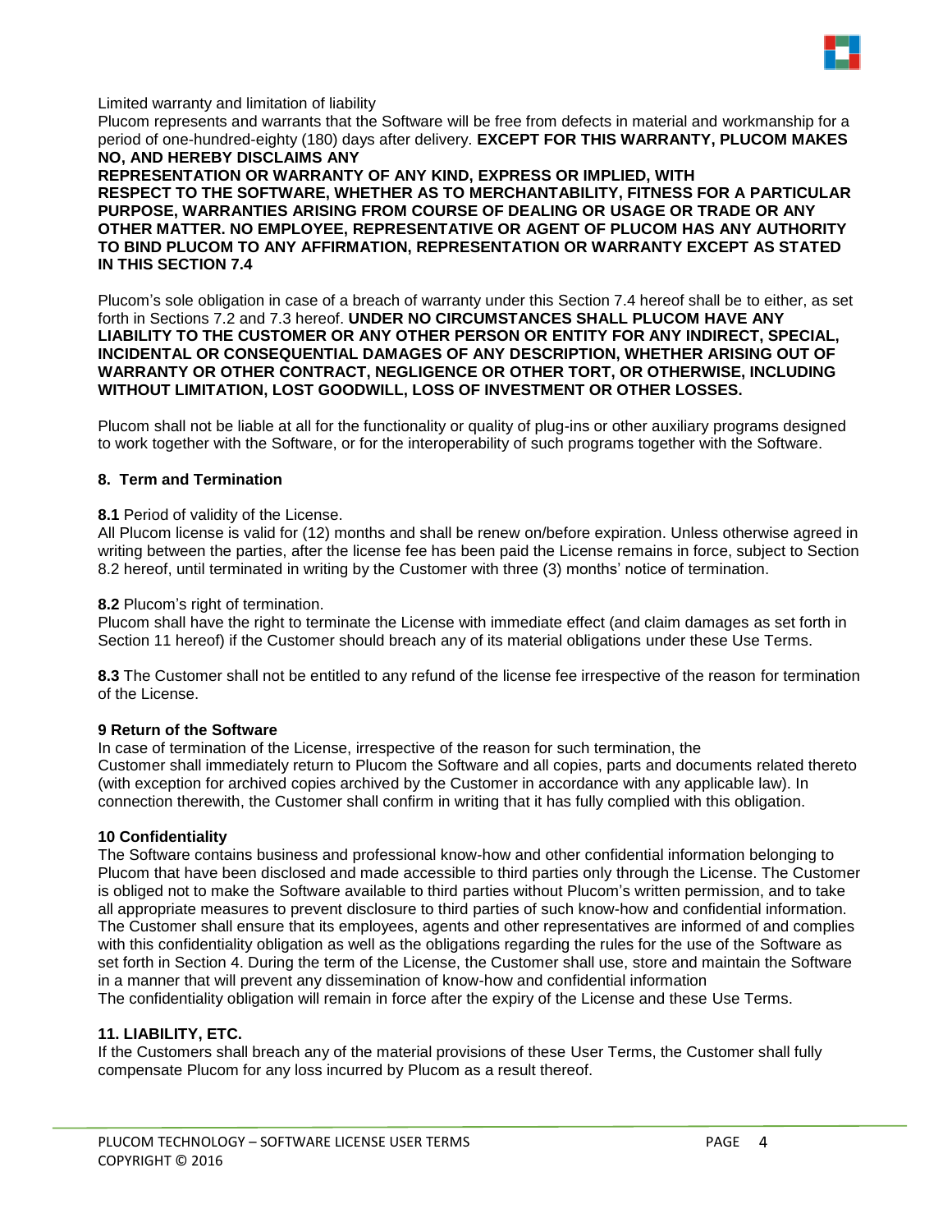Limited warranty and limitation of liability

Plucom represents and warrants that the Software will be free from defects in material and workmanship for a period of one-hundred-eighty (180) days after delivery. **EXCEPT FOR THIS WARRANTY, PLUCOM MAKES NO, AND HEREBY DISCLAIMS ANY REPRESENTATION OR WARRANTY OF ANY KIND, EXPRESS OR IMPLIED, WITH RESPECT TO THE SOFTWARE, WHETHER AS TO MERCHANTABILITY, FITNESS FOR A PARTICULAR PURPOSE, WARRANTIES ARISING FROM COURSE OF DEALING OR USAGE OR TRADE OR ANY OTHER MATTER. NO EMPLOYEE, REPRESENTATIVE OR AGENT OF PLUCOM HAS ANY AUTHORITY TO BIND PLUCOM TO ANY AFFIRMATION, REPRESENTATION OR WARRANTY EXCEPT AS STATED IN THIS SECTION 7.4**

Plucom's sole obligation in case of a breach of warranty under this Section 7.4 hereof shall be to either, as set forth in Sections 7.2 and 7.3 hereof. **UNDER NO CIRCUMSTANCES SHALL PLUCOM HAVE ANY LIABILITY TO THE CUSTOMER OR ANY OTHER PERSON OR ENTITY FOR ANY INDIRECT, SPECIAL, INCIDENTAL OR CONSEQUENTIAL DAMAGES OF ANY DESCRIPTION, WHETHER ARISING OUT OF WARRANTY OR OTHER CONTRACT, NEGLIGENCE OR OTHER TORT, OR OTHERWISE, INCLUDING WITHOUT LIMITATION, LOST GOODWILL, LOSS OF INVESTMENT OR OTHER LOSSES.**

Plucom shall not be liable at all for the functionality or quality of plug-ins or other auxiliary programs designed to work together with the Software, or for the interoperability of such programs together with the Software.

## 8. Term and Termination

**8.1** Period of validity of the License.

All Plucom license is valid for (12) months and shall be renew on/before expiration. Unless otherwise agreed in writing between the parties, after the license fee has been paid the License remains in force, subject to Section 8.2 hereof, until terminated in writing by the Customer with three (3) months' notice of termination.

**8.2** Plucom's right of termination.

Plucom shall have the right to terminate the License with immediate effect (and claim damages as set forth in Section 11 hereof) if the Customer should breach any of its material obligations under these Use Terms.

**8.3** The Customer shall not be entitled to any refund of the license fee irrespective of the reason for termination of the License.

## 9 Return of the Software

In case of termination of the License, irrespective of the reason for such termination, the Customer shall immediately return to Plucom the Software and all copies, parts and documents related thereto (with exception for archived copies archived by the Customer in accordance with any applicable law). In connection therewith, the Customer shall confirm in writing that it has fully complied with this obligation.

## 10 Confidentiality

The Software contains business and professional know-how and other confidential information belonging to Plucom that have been disclosed and made accessible to third parties only through the License. The Customer is obliged not to make the Software available to third parties without Plucom's written permission, and to take all appropriate measures to prevent disclosure to third parties of such know-how and confidential information. The Customer shall ensure that its employees, agents and other representatives are informed of and complies with this confidentiality obligation as well as the obligations regarding the rules for the use of the Software as set forth in Section 4. During the term of the License, the Customer shall use, store and maintain the Software in a manner that will prevent any dissemination of know-how and confidential information

The confidentiality obligation will remain in force after the expiry of the License and these Use Terms.

## 11. LIABILITY, ETC.

If the Customers shall breach any of the material provisions of these User Terms, the Customer shall fully compensate Plucom for any loss incurred by Plucom as a result thereof.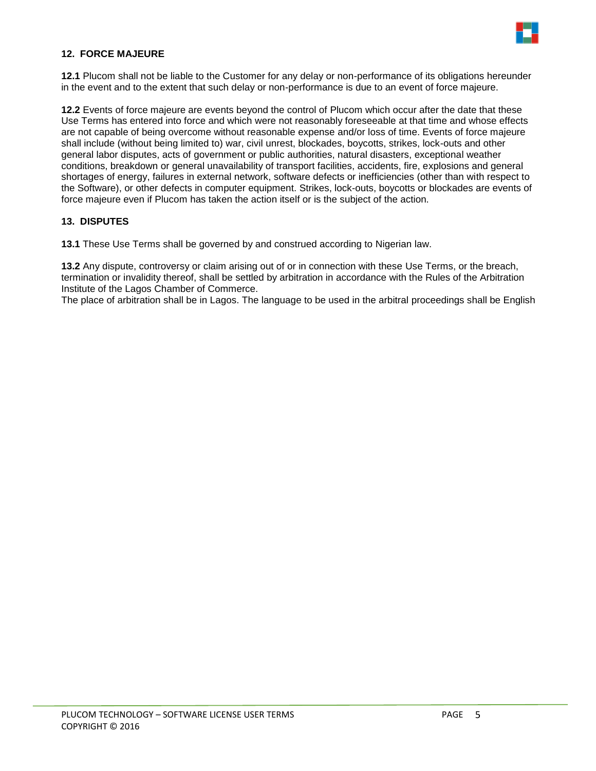## 12. FORCE MAJEURE

**12.1** Plucom shall not be liable to the Customer for any delay or non-performance of its obligations hereunder in the event and to the extent that such delay or non-performance is due to an event of force majeure.

**12.2** Events of force majeure are events beyond the control of Plucom which occur after the date that these Use Terms has entered into force and which were not reasonably foreseeable at that time and whose effects are not capable of being overcome without reasonable expense and/or loss of time. Events of force majeure shall include (without being limited to) war, civil unrest, blockades, boycotts, strikes, lock-outs and other general labor disputes, acts of government or public authorities, natural disasters, exceptional weather conditions, breakdown or general unavailability of transport facilities, accidents, fire, explosions and general shortages of energy, failures in external network, software defects or inefficiencies (other than with respect to the Software), or other defects in computer equipment. Strikes, lock-outs, boycotts or blockades are events of force majeure even if Plucom has taken the action itself or is the subject of the action.

## 13. DISPUTES

**13.1** These Use Terms shall be governed by and construed according to Nigerian law.

**13.2** Any dispute, controversy or claim arising out of or in connection with these Use Terms, or the breach, termination or invalidity thereof, shall be settled by arbitration in accordance with the Rules of the Arbitration Institute of the Lagos Chamber of Commerce.
The place of arbitration shall be in Lagos. The language to be used in the arbitral proceedings shall be English